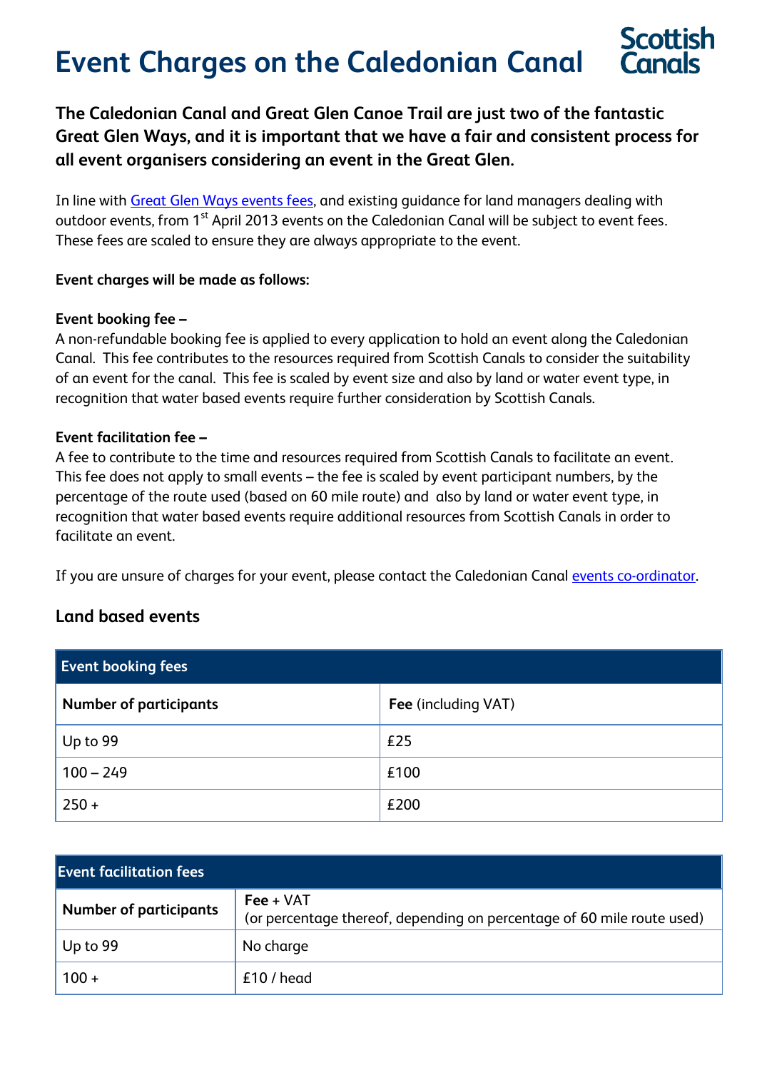# Event Charges on the Caledonian Canal

Scottish Canals

**The Caledonian Canal and Great Glen Canoe Trail are just two of the fantastic Great Glen Ways, and it is important that we have a fair and consistent process for all event organisers considering an event in the Great Glen.**

In line with Great Glen Ways events fees, and existing guidance for land managers dealing with outdoor events, from 1st April 2013 events on the Caledonian Canal will be subject to event fees. These fees are scaled to ensure they are always appropriate to the event.

**Event charges will be made as follows:**

**Event booking fee –**
A non-refundable booking fee is applied to every application to hold an event along the Caledonian Canal. This fee contributes to the resources required from Scottish Canals to consider the suitability of an event for the canal. This fee is scaled by event size and also by land or water event type, in recognition that water based events require further consideration by Scottish Canals.

**Event facilitation fee –**
A fee to contribute to the time and resources required from Scottish Canals to facilitate an event. This fee does not apply to small events – the fee is scaled by event participant numbers, by the percentage of the route used (based on 60 mile route) and also by land or water event type, in recognition that water based events require additional resources from Scottish Canals in order to facilitate an event.

If you are unsure of charges for your event, please contact the Caledonian Canal events co-ordinator.

## Land based events

| Event booking fees | |
|---|---|
| **Number of participants** | **Fee** (including VAT) |
| Up to 99 | £25 |
| 100 – 249 | £100 |
| 250 + | £200 |

| Event facilitation fees | |
|---|---|
| **Number of participants** | **Fee** + VAT (or percentage thereof, depending on percentage of 60 mile route used) |
| Up to 99 | No charge |
| 100 + | £10 / head |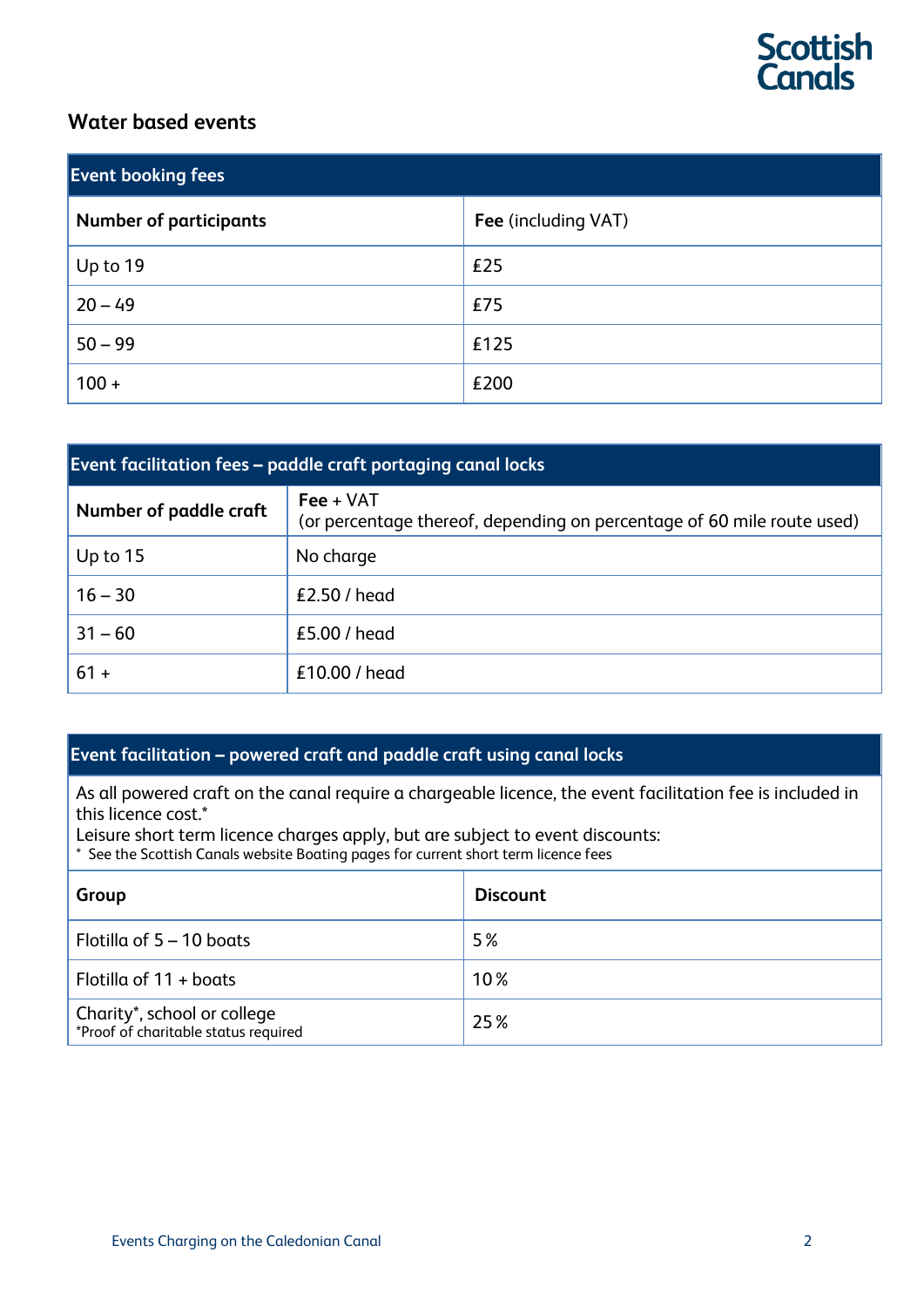## Water based events

| Event booking fees | |
|---|---|
| **Number of participants** | **Fee** (including VAT) |
| Up to 19 | £25 |
| 20 – 49 | £75 |
| 50 – 99 | £125 |
| 100 + | £200 |

| Event facilitation fees – paddle craft portaging canal locks | |
|---|---|
| **Number of paddle craft** | **Fee** + VAT (or percentage thereof, depending on percentage of 60 mile route used) |
| Up to 15 | No charge |
| 16 – 30 | £2.50 / head |
| 31 – 60 | £5.00 / head |
| 61 + | £10.00 / head |

**Event facilitation – powered craft and paddle craft using canal locks**

As all powered craft on the canal require a chargeable licence, the event facilitation fee is included in this licence cost.*
Leisure short term licence charges apply, but are subject to event discounts:
* See the Scottish Canals website Boating pages for current short term licence fees

| Group | Discount |
|---|---|
| Flotilla of 5 – 10 boats | 5 % |
| Flotilla of 11 + boats | 10 % |
| Charity*, school or college<br>*Proof of charitable status required | 25 % |